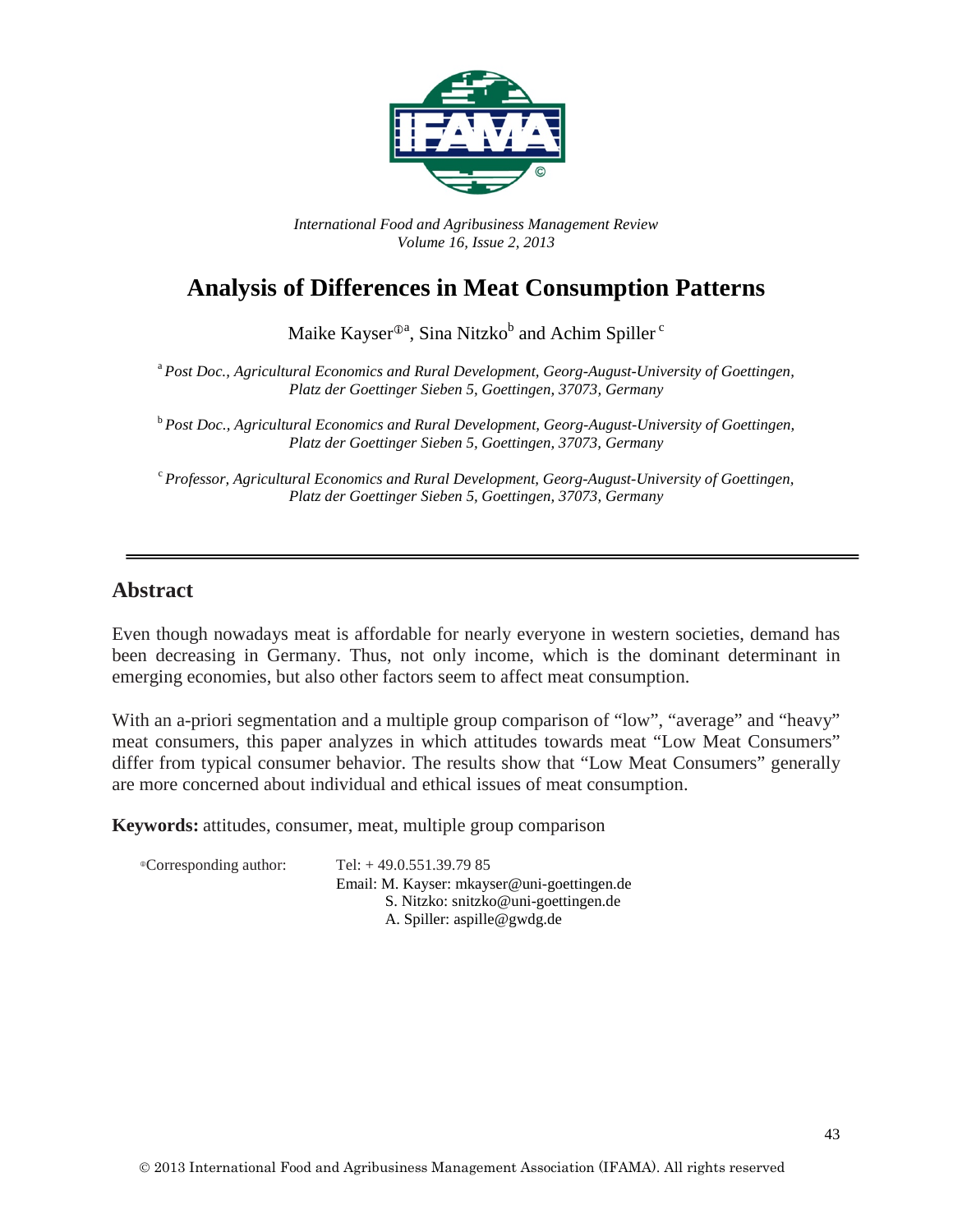*International Food and Agribusiness Management Review*
*Volume 16, Issue 2, 2013*

# Analysis of Differences in Meat Consumption Patterns

Maike Kayser[ⓘa], Sina Nitzko[b] and Achim Spiller[c]

[a] *Post Doc., Agricultural Economics and Rural Development, Georg-August-University of Goettingen, Platz der Goettinger Sieben 5, Goettingen, 37073, Germany*

[b] *Post Doc., Agricultural Economics and Rural Development, Georg-August-University of Goettingen, Platz der Goettinger Sieben 5, Goettingen, 37073, Germany*

[c] *Professor, Agricultural Economics and Rural Development, Georg-August-University of Goettingen, Platz der Goettinger Sieben 5, Goettingen, 37073, Germany*

---

## Abstract

Even though nowadays meat is affordable for nearly everyone in western societies, demand has been decreasing in Germany. Thus, not only income, which is the dominant determinant in emerging economies, but also other factors seem to affect meat consumption.

With an a-priori segmentation and a multiple group comparison of "low", "average" and "heavy" meat consumers, this paper analyzes in which attitudes towards meat "Low Meat Consumers" differ from typical consumer behavior. The results show that "Low Meat Consumers" generally are more concerned about individual and ethical issues of meat consumption.

**Keywords:** attitudes, consumer, meat, multiple group comparison

ⓘCorresponding author: Tel: + 49.0.551.39.79 85
Email: M. Kayser: mkayser@uni-goettingen.de
S. Nitzko: snitzko@uni-goettingen.de
A. Spiller: aspille@gwdg.de

© 2013 International Food and Agribusiness Management Association (IFAMA). All rights reserved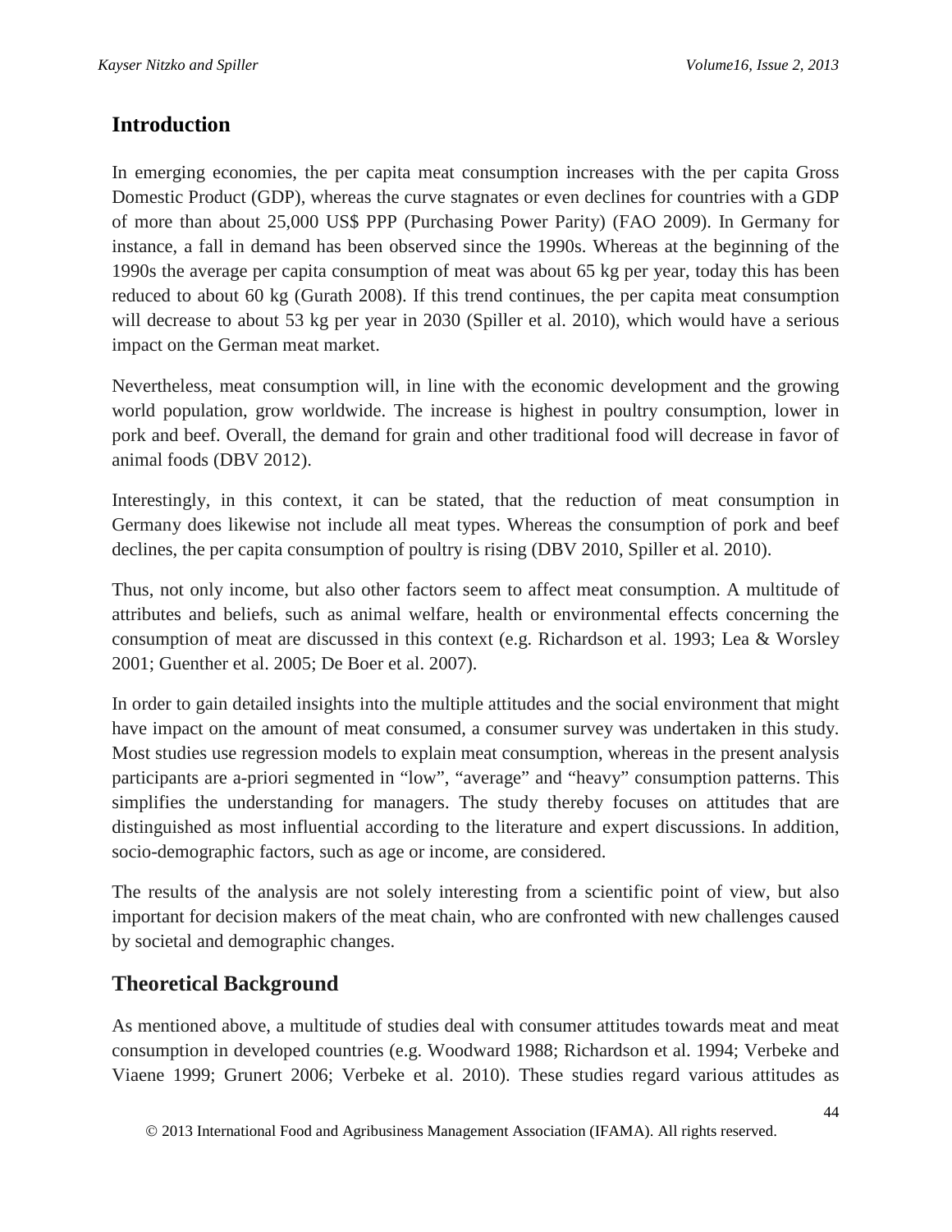## Introduction

In emerging economies, the per capita meat consumption increases with the per capita Gross Domestic Product (GDP), whereas the curve stagnates or even declines for countries with a GDP of more than about 25,000 US$ PPP (Purchasing Power Parity) (FAO 2009). In Germany for instance, a fall in demand has been observed since the 1990s. Whereas at the beginning of the 1990s the average per capita consumption of meat was about 65 kg per year, today this has been reduced to about 60 kg (Gurath 2008). If this trend continues, the per capita meat consumption will decrease to about 53 kg per year in 2030 (Spiller et al. 2010), which would have a serious impact on the German meat market.

Nevertheless, meat consumption will, in line with the economic development and the growing world population, grow worldwide. The increase is highest in poultry consumption, lower in pork and beef. Overall, the demand for grain and other traditional food will decrease in favor of animal foods (DBV 2012).

Interestingly, in this context, it can be stated, that the reduction of meat consumption in Germany does likewise not include all meat types. Whereas the consumption of pork and beef declines, the per capita consumption of poultry is rising (DBV 2010, Spiller et al. 2010).

Thus, not only income, but also other factors seem to affect meat consumption. A multitude of attributes and beliefs, such as animal welfare, health or environmental effects concerning the consumption of meat are discussed in this context (e.g. Richardson et al. 1993; Lea & Worsley 2001; Guenther et al. 2005; De Boer et al. 2007).

In order to gain detailed insights into the multiple attitudes and the social environment that might have impact on the amount of meat consumed, a consumer survey was undertaken in this study. Most studies use regression models to explain meat consumption, whereas in the present analysis participants are a-priori segmented in “low”, “average” and “heavy” consumption patterns. This simplifies the understanding for managers. The study thereby focuses on attitudes that are distinguished as most influential according to the literature and expert discussions. In addition, socio-demographic factors, such as age or income, are considered.

The results of the analysis are not solely interesting from a scientific point of view, but also important for decision makers of the meat chain, who are confronted with new challenges caused by societal and demographic changes.

## Theoretical Background

As mentioned above, a multitude of studies deal with consumer attitudes towards meat and meat consumption in developed countries (e.g. Woodward 1988; Richardson et al. 1994; Verbeke and Viaene 1999; Grunert 2006; Verbeke et al. 2010). These studies regard various attitudes as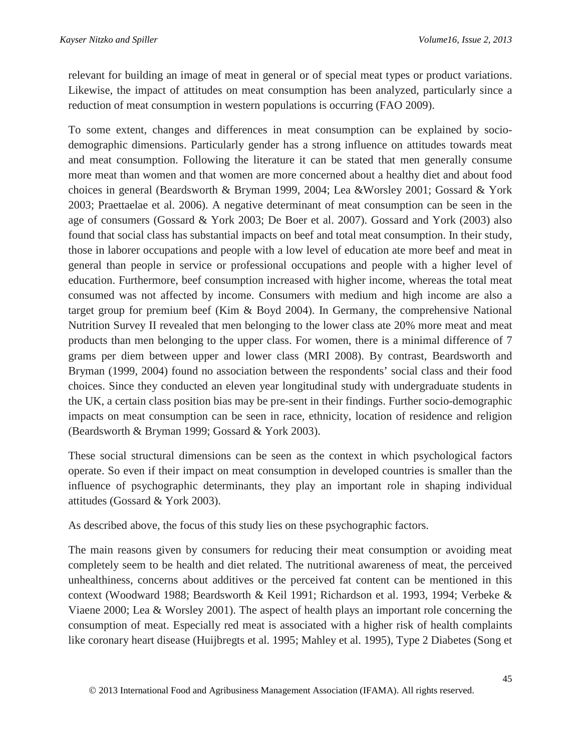relevant for building an image of meat in general or of special meat types or product variations. Likewise, the impact of attitudes on meat consumption has been analyzed, particularly since a reduction of meat consumption in western populations is occurring (FAO 2009).

To some extent, changes and differences in meat consumption can be explained by socio-demographic dimensions. Particularly gender has a strong influence on attitudes towards meat and meat consumption. Following the literature it can be stated that men generally consume more meat than women and that women are more concerned about a healthy diet and about food choices in general (Beardsworth & Bryman 1999, 2004; Lea &Worsley 2001; Gossard & York 2003; Praettaelae et al. 2006). A negative determinant of meat consumption can be seen in the age of consumers (Gossard & York 2003; De Boer et al. 2007). Gossard and York (2003) also found that social class has substantial impacts on beef and total meat consumption. In their study, those in laborer occupations and people with a low level of education ate more beef and meat in general than people in service or professional occupations and people with a higher level of education. Furthermore, beef consumption increased with higher income, whereas the total meat consumed was not affected by income. Consumers with medium and high income are also a target group for premium beef (Kim & Boyd 2004). In Germany, the comprehensive National Nutrition Survey II revealed that men belonging to the lower class ate 20% more meat and meat products than men belonging to the upper class. For women, there is a minimal difference of 7 grams per diem between upper and lower class (MRI 2008). By contrast, Beardsworth and Bryman (1999, 2004) found no association between the respondents' social class and their food choices. Since they conducted an eleven year longitudinal study with undergraduate students in the UK, a certain class position bias may be pre-sent in their findings. Further socio-demographic impacts on meat consumption can be seen in race, ethnicity, location of residence and religion (Beardsworth & Bryman 1999; Gossard & York 2003).

These social structural dimensions can be seen as the context in which psychological factors operate. So even if their impact on meat consumption in developed countries is smaller than the influence of psychographic determinants, they play an important role in shaping individual attitudes (Gossard & York 2003).

As described above, the focus of this study lies on these psychographic factors.

The main reasons given by consumers for reducing their meat consumption or avoiding meat completely seem to be health and diet related. The nutritional awareness of meat, the perceived unhealthiness, concerns about additives or the perceived fat content can be mentioned in this context (Woodward 1988; Beardsworth & Keil 1991; Richardson et al. 1993, 1994; Verbeke & Viaene 2000; Lea & Worsley 2001). The aspect of health plays an important role concerning the consumption of meat. Especially red meat is associated with a higher risk of health complaints like coronary heart disease (Huijbregts et al. 1995; Mahley et al. 1995), Type 2 Diabetes (Song et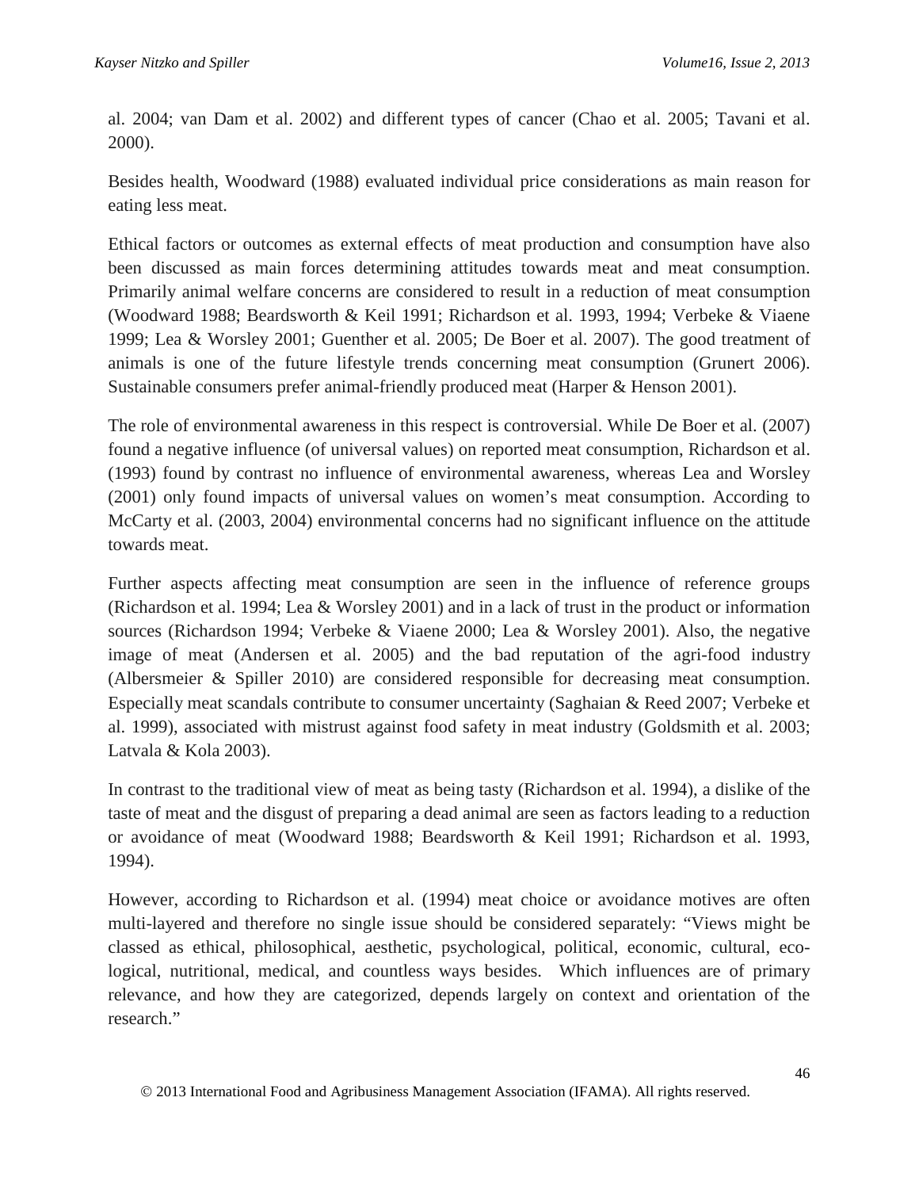al. 2004; van Dam et al. 2002) and different types of cancer (Chao et al. 2005; Tavani et al. 2000).

Besides health, Woodward (1988) evaluated individual price considerations as main reason for eating less meat.

Ethical factors or outcomes as external effects of meat production and consumption have also been discussed as main forces determining attitudes towards meat and meat consumption. Primarily animal welfare concerns are considered to result in a reduction of meat consumption (Woodward 1988; Beardsworth & Keil 1991; Richardson et al. 1993, 1994; Verbeke & Viaene 1999; Lea & Worsley 2001; Guenther et al. 2005; De Boer et al. 2007). The good treatment of animals is one of the future lifestyle trends concerning meat consumption (Grunert 2006). Sustainable consumers prefer animal-friendly produced meat (Harper & Henson 2001).

The role of environmental awareness in this respect is controversial. While De Boer et al. (2007) found a negative influence (of universal values) on reported meat consumption, Richardson et al. (1993) found by contrast no influence of environmental awareness, whereas Lea and Worsley (2001) only found impacts of universal values on women's meat consumption. According to McCarty et al. (2003, 2004) environmental concerns had no significant influence on the attitude towards meat.

Further aspects affecting meat consumption are seen in the influence of reference groups (Richardson et al. 1994; Lea & Worsley 2001) and in a lack of trust in the product or information sources (Richardson 1994; Verbeke & Viaene 2000; Lea & Worsley 2001). Also, the negative image of meat (Andersen et al. 2005) and the bad reputation of the agri-food industry (Albersmeier & Spiller 2010) are considered responsible for decreasing meat consumption. Especially meat scandals contribute to consumer uncertainty (Saghaian & Reed 2007; Verbeke et al. 1999), associated with mistrust against food safety in meat industry (Goldsmith et al. 2003; Latvala & Kola 2003).

In contrast to the traditional view of meat as being tasty (Richardson et al. 1994), a dislike of the taste of meat and the disgust of preparing a dead animal are seen as factors leading to a reduction or avoidance of meat (Woodward 1988; Beardsworth & Keil 1991; Richardson et al. 1993, 1994).

However, according to Richardson et al. (1994) meat choice or avoidance motives are often multi-layered and therefore no single issue should be considered separately: "Views might be classed as ethical, philosophical, aesthetic, psychological, political, economic, cultural, eco-logical, nutritional, medical, and countless ways besides. Which influences are of primary relevance, and how they are categorized, depends largely on context and orientation of the research."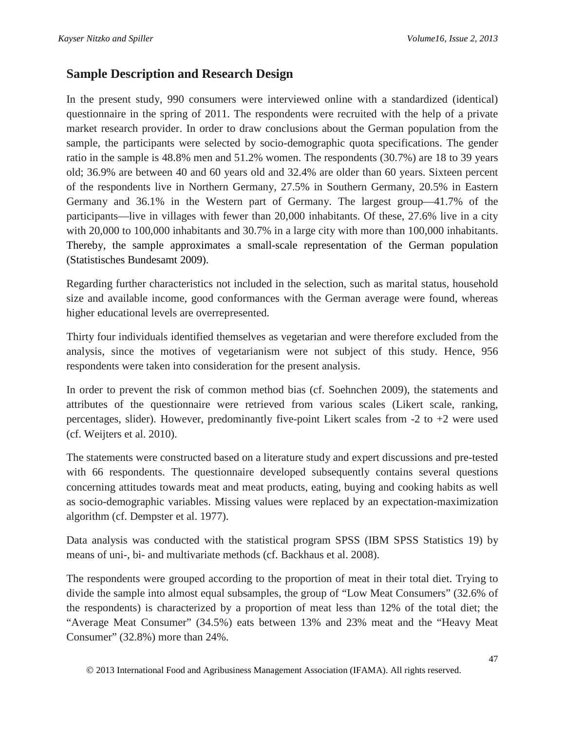## Sample Description and Research Design

In the present study, 990 consumers were interviewed online with a standardized (identical) questionnaire in the spring of 2011. The respondents were recruited with the help of a private market research provider. In order to draw conclusions about the German population from the sample, the participants were selected by socio-demographic quota specifications. The gender ratio in the sample is 48.8% men and 51.2% women. The respondents (30.7%) are 18 to 39 years old; 36.9% are between 40 and 60 years old and 32.4% are older than 60 years. Sixteen percent of the respondents live in Northern Germany, 27.5% in Southern Germany, 20.5% in Eastern Germany and 36.1% in the Western part of Germany. The largest group—41.7% of the participants—live in villages with fewer than 20,000 inhabitants. Of these, 27.6% live in a city with 20,000 to 100,000 inhabitants and 30.7% in a large city with more than 100,000 inhabitants. Thereby, the sample approximates a small-scale representation of the German population (Statistisches Bundesamt 2009).

Regarding further characteristics not included in the selection, such as marital status, household size and available income, good conformances with the German average were found, whereas higher educational levels are overrepresented.

Thirty four individuals identified themselves as vegetarian and were therefore excluded from the analysis, since the motives of vegetarianism were not subject of this study. Hence, 956 respondents were taken into consideration for the present analysis.

In order to prevent the risk of common method bias (cf. Soehnchen 2009), the statements and attributes of the questionnaire were retrieved from various scales (Likert scale, ranking, percentages, slider). However, predominantly five-point Likert scales from -2 to +2 were used (cf. Weijters et al. 2010).

The statements were constructed based on a literature study and expert discussions and pre-tested with 66 respondents. The questionnaire developed subsequently contains several questions concerning attitudes towards meat and meat products, eating, buying and cooking habits as well as socio-demographic variables. Missing values were replaced by an expectation-maximization algorithm (cf. Dempster et al. 1977).

Data analysis was conducted with the statistical program SPSS (IBM SPSS Statistics 19) by means of uni-, bi- and multivariate methods (cf. Backhaus et al. 2008).

The respondents were grouped according to the proportion of meat in their total diet. Trying to divide the sample into almost equal subsamples, the group of "Low Meat Consumers" (32.6% of the respondents) is characterized by a proportion of meat less than 12% of the total diet; the "Average Meat Consumer" (34.5%) eats between 13% and 23% meat and the "Heavy Meat Consumer" (32.8%) more than 24%.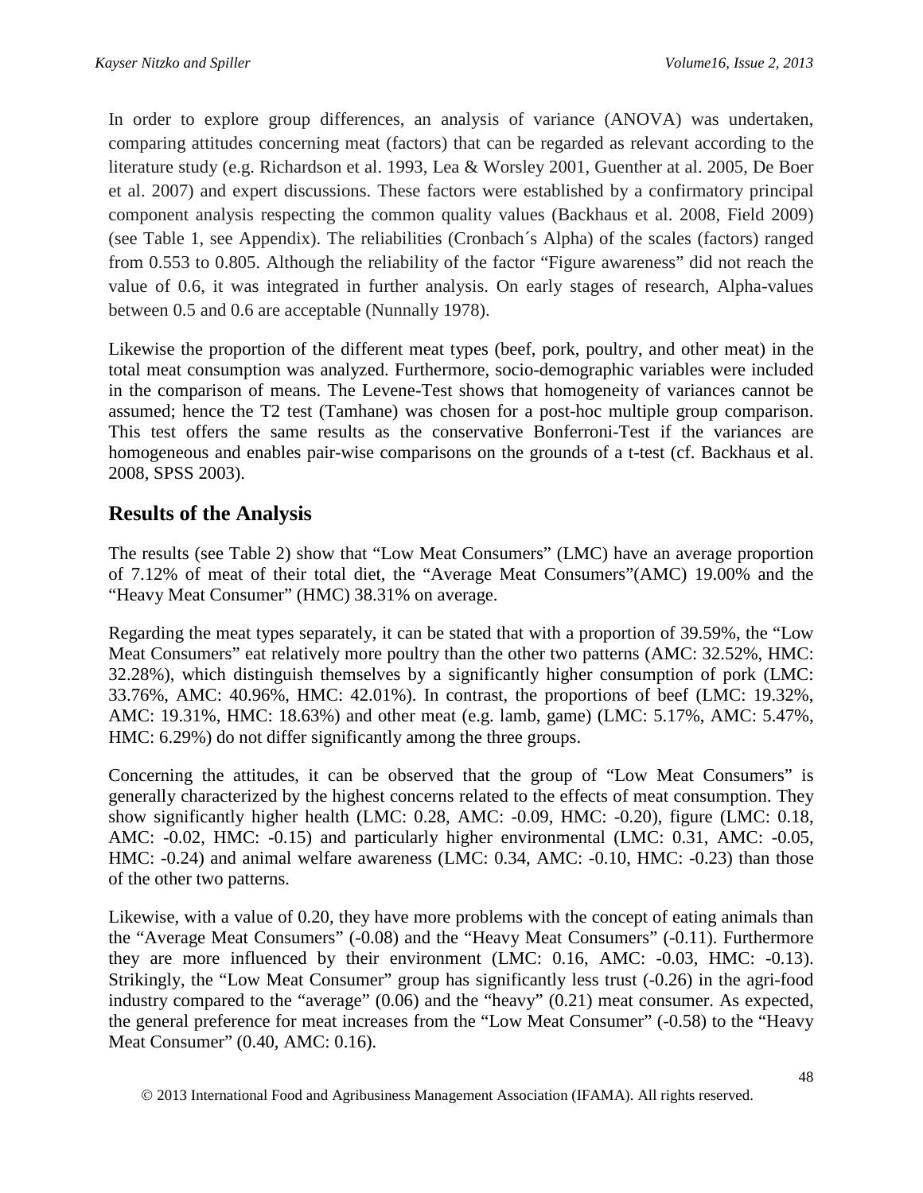In order to explore group differences, an analysis of variance (ANOVA) was undertaken, comparing attitudes concerning meat (factors) that can be regarded as relevant according to the literature study (e.g. Richardson et al. 1993, Lea & Worsley 2001, Guenther at al. 2005, De Boer et al. 2007) and expert discussions. These factors were established by a confirmatory principal component analysis respecting the common quality values (Backhaus et al. 2008, Field 2009) (see Table 1, see Appendix). The reliabilities (Cronbach´s Alpha) of the scales (factors) ranged from 0.553 to 0.805. Although the reliability of the factor "Figure awareness" did not reach the value of 0.6, it was integrated in further analysis. On early stages of research, Alpha-values between 0.5 and 0.6 are acceptable (Nunnally 1978).

Likewise the proportion of the different meat types (beef, pork, poultry, and other meat) in the total meat consumption was analyzed. Furthermore, socio-demographic variables were included in the comparison of means. The Levene-Test shows that homogeneity of variances cannot be assumed; hence the T2 test (Tamhane) was chosen for a post-hoc multiple group comparison. This test offers the same results as the conservative Bonferroni-Test if the variances are homogeneous and enables pair-wise comparisons on the grounds of a t-test (cf. Backhaus et al. 2008, SPSS 2003).

## Results of the Analysis

The results (see Table 2) show that "Low Meat Consumers" (LMC) have an average proportion of 7.12% of meat of their total diet, the "Average Meat Consumers"(AMC) 19.00% and the "Heavy Meat Consumer" (HMC) 38.31% on average.

Regarding the meat types separately, it can be stated that with a proportion of 39.59%, the "Low Meat Consumers" eat relatively more poultry than the other two patterns (AMC: 32.52%, HMC: 32.28%), which distinguish themselves by a significantly higher consumption of pork (LMC: 33.76%, AMC: 40.96%, HMC: 42.01%). In contrast, the proportions of beef (LMC: 19.32%, AMC: 19.31%, HMC: 18.63%) and other meat (e.g. lamb, game) (LMC: 5.17%, AMC: 5.47%, HMC: 6.29%) do not differ significantly among the three groups.

Concerning the attitudes, it can be observed that the group of "Low Meat Consumers" is generally characterized by the highest concerns related to the effects of meat consumption. They show significantly higher health (LMC: 0.28, AMC: -0.09, HMC: -0.20), figure (LMC: 0.18, AMC: -0.02, HMC: -0.15) and particularly higher environmental (LMC: 0.31, AMC: -0.05, HMC: -0.24) and animal welfare awareness (LMC: 0.34, AMC: -0.10, HMC: -0.23) than those of the other two patterns.

Likewise, with a value of 0.20, they have more problems with the concept of eating animals than the "Average Meat Consumers" (-0.08) and the "Heavy Meat Consumers" (-0.11). Furthermore they are more influenced by their environment (LMC: 0.16, AMC: -0.03, HMC: -0.13). Strikingly, the "Low Meat Consumer" group has significantly less trust (-0.26) in the agri-food industry compared to the "average" (0.06) and the "heavy" (0.21) meat consumer. As expected, the general preference for meat increases from the "Low Meat Consumer" (-0.58) to the "Heavy Meat Consumer" (0.40, AMC: 0.16).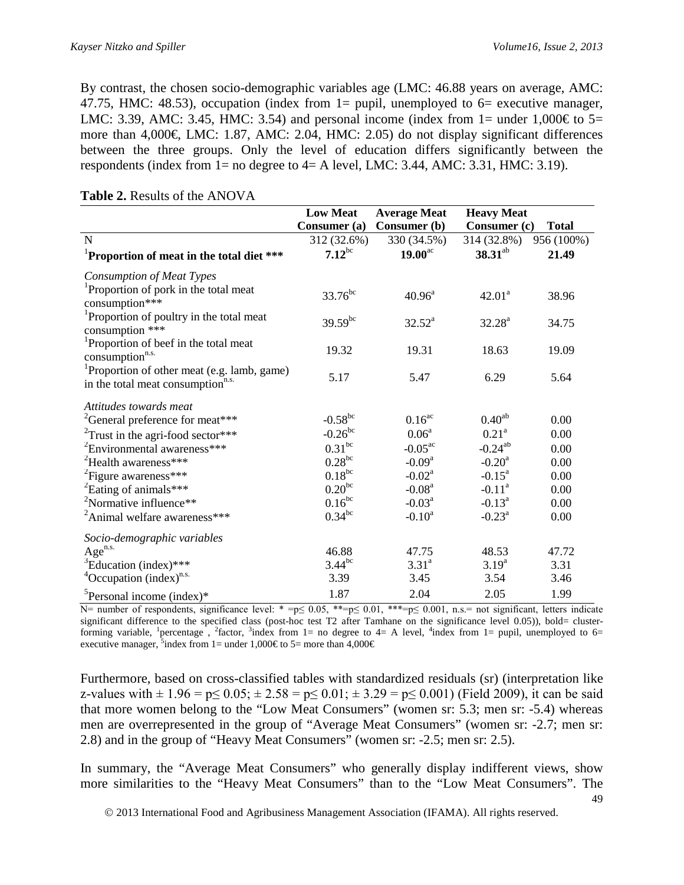By contrast, the chosen socio-demographic variables age (LMC: 46.88 years on average, AMC: 47.75, HMC: 48.53), occupation (index from 1= pupil, unemployed to 6= executive manager, LMC: 3.39, AMC: 3.45, HMC: 3.54) and personal income (index from 1= under 1,000€ to 5= more than 4,000€, LMC: 1.87, AMC: 2.04, HMC: 2.05) do not display significant differences between the three groups. Only the level of education differs significantly between the respondents (index from 1= no degree to 4= A level, LMC: 3.44, AMC: 3.31, HMC: 3.19).

**Table 2.** Results of the ANOVA

| | Low Meat Consumer (a) | Average Meat Consumer (b) | Heavy Meat Consumer (c) | Total |
|---|---|---|---|---|
| N | 312 (32.6%) | 330 (34.5%) | 314 (32.8%) | 956 (100%) |
| [1]**Proportion of meat in the total diet \*\*\*** | **7.12**$^{bc}$ | **19.00**$^{ac}$ | **38.31**$^{ab}$ | **21.49** |
| *Consumption of Meat Types* | | | | |
| [1]Proportion of pork in the total meat consumption\*\*\* | 33.76$^{bc}$ | 40.96$^{a}$ | 42.01$^{a}$ | 38.96 |
| [1]Proportion of poultry in the total meat consumption \*\*\* | 39.59$^{bc}$ | 32.52$^{a}$ | 32.28$^{a}$ | 34.75 |
| [1]Proportion of beef in the total meat consumption$^{n.s.}$ | 19.32 | 19.31 | 18.63 | 19.09 |
| [1]Proportion of other meat (e.g. lamb, game) in the total meat consumption$^{n.s.}$ | 5.17 | 5.47 | 6.29 | 5.64 |
| *Attitudes towards meat* | | | | |
| [2]General preference for meat\*\*\* | -0.58$^{bc}$ | 0.16$^{ac}$ | 0.40$^{ab}$ | 0.00 |
| [2]Trust in the agri-food sector\*\*\* | -0.26$^{bc}$ | 0.06$^{a}$ | 0.21$^{a}$ | 0.00 |
| [2]Environmental awareness\*\*\* | 0.31$^{bc}$ | -0.05$^{ac}$ | -0.24$^{ab}$ | 0.00 |
| [2]Health awareness\*\*\* | 0.28$^{bc}$ | -0.09$^{a}$ | -0.20$^{a}$ | 0.00 |
| [2]Figure awareness\*\*\* | 0.18$^{bc}$ | -0.02$^{a}$ | -0.15$^{a}$ | 0.00 |
| [2]Eating of animals\*\*\* | 0.20$^{bc}$ | -0.08$^{a}$ | -0.11$^{a}$ | 0.00 |
| [2]Normative influence\*\* | 0.16$^{bc}$ | -0.03$^{a}$ | -0.13$^{a}$ | 0.00 |
| [2]Animal welfare awareness\*\*\* | 0.34$^{bc}$ | -0.10$^{a}$ | -0.23$^{a}$ | 0.00 |
| *Socio-demographic variables* | | | | |
| Age$^{n.s.}$ | 46.88 | 47.75 | 48.53 | 47.72 |
| [3]Education (index)\*\*\* | 3.44$^{bc}$ | 3.31$^{a}$ | 3.19$^{a}$ | 3.31 |
| [4]Occupation (index)$^{n.s.}$ | 3.39 | 3.45 | 3.54 | 3.46 |
| [5]Personal income (index)\* | 1.87 | 2.04 | 2.05 | 1.99 |

N= number of respondents, significance level: * =p≤ 0.05, **=p≤ 0.01, ***=p≤ 0.001, n.s.= not significant, letters indicate significant difference to the specified class (post-hoc test T2 after Tamhane on the significance level 0.05)), bold= cluster-forming variable, [1]percentage , [2]factor, [3]index from 1= no degree to 4= A level, [4]index from 1= pupil, unemployed to 6= executive manager, [5]index from 1= under 1,000€ to 5= more than 4,000€

Furthermore, based on cross-classified tables with standardized residuals (sr) (interpretation like z-values with $\pm$ 1.96 = p≤ 0.05; $\pm$ 2.58 = p≤ 0.01; $\pm$ 3.29 = p≤ 0.001) (Field 2009), it can be said that more women belong to the "Low Meat Consumers" (women sr: 5.3; men sr: -5.4) whereas men are overrepresented in the group of "Average Meat Consumers" (women sr: -2.7; men sr: 2.8) and in the group of "Heavy Meat Consumers" (women sr: -2.5; men sr: 2.5).

In summary, the "Average Meat Consumers" who generally display indifferent views, show more similarities to the "Heavy Meat Consumers" than to the "Low Meat Consumers". The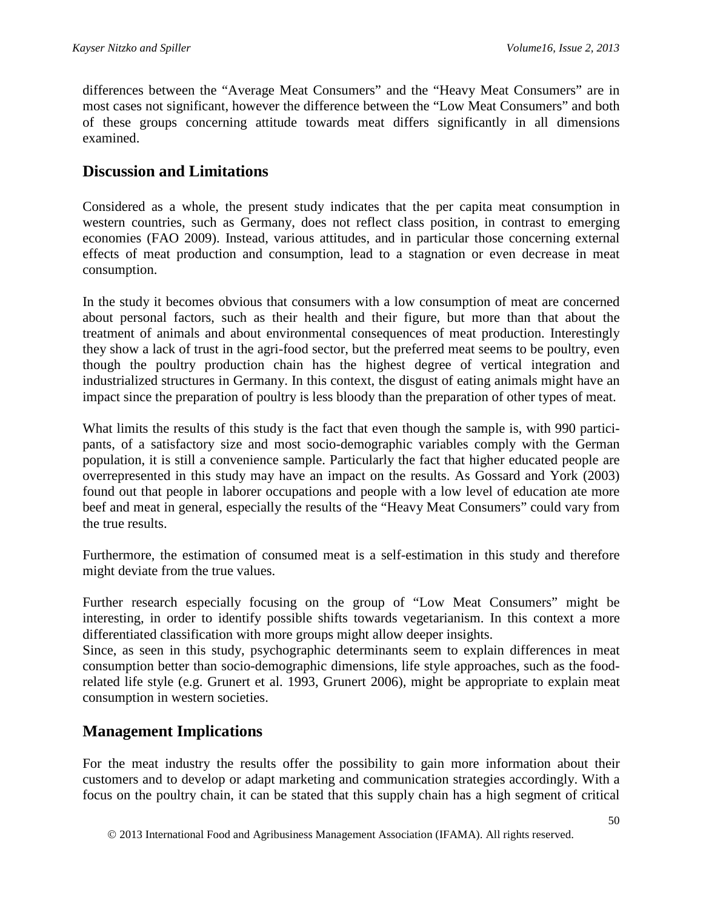differences between the "Average Meat Consumers" and the "Heavy Meat Consumers" are in most cases not significant, however the difference between the "Low Meat Consumers" and both of these groups concerning attitude towards meat differs significantly in all dimensions examined.

## Discussion and Limitations

Considered as a whole, the present study indicates that the per capita meat consumption in western countries, such as Germany, does not reflect class position, in contrast to emerging economies (FAO 2009). Instead, various attitudes, and in particular those concerning external effects of meat production and consumption, lead to a stagnation or even decrease in meat consumption.

In the study it becomes obvious that consumers with a low consumption of meat are concerned about personal factors, such as their health and their figure, but more than that about the treatment of animals and about environmental consequences of meat production. Interestingly they show a lack of trust in the agri-food sector, but the preferred meat seems to be poultry, even though the poultry production chain has the highest degree of vertical integration and industrialized structures in Germany. In this context, the disgust of eating animals might have an impact since the preparation of poultry is less bloody than the preparation of other types of meat.

What limits the results of this study is the fact that even though the sample is, with 990 participants, of a satisfactory size and most socio-demographic variables comply with the German population, it is still a convenience sample. Particularly the fact that higher educated people are overrepresented in this study may have an impact on the results. As Gossard and York (2003) found out that people in laborer occupations and people with a low level of education ate more beef and meat in general, especially the results of the "Heavy Meat Consumers" could vary from the true results.

Furthermore, the estimation of consumed meat is a self-estimation in this study and therefore might deviate from the true values.

Further research especially focusing on the group of "Low Meat Consumers" might be interesting, in order to identify possible shifts towards vegetarianism. In this context a more differentiated classification with more groups might allow deeper insights.
Since, as seen in this study, psychographic determinants seem to explain differences in meat consumption better than socio-demographic dimensions, life style approaches, such as the food-related life style (e.g. Grunert et al. 1993, Grunert 2006), might be appropriate to explain meat consumption in western societies.

## Management Implications

For the meat industry the results offer the possibility to gain more information about their customers and to develop or adapt marketing and communication strategies accordingly. With a focus on the poultry chain, it can be stated that this supply chain has a high segment of critical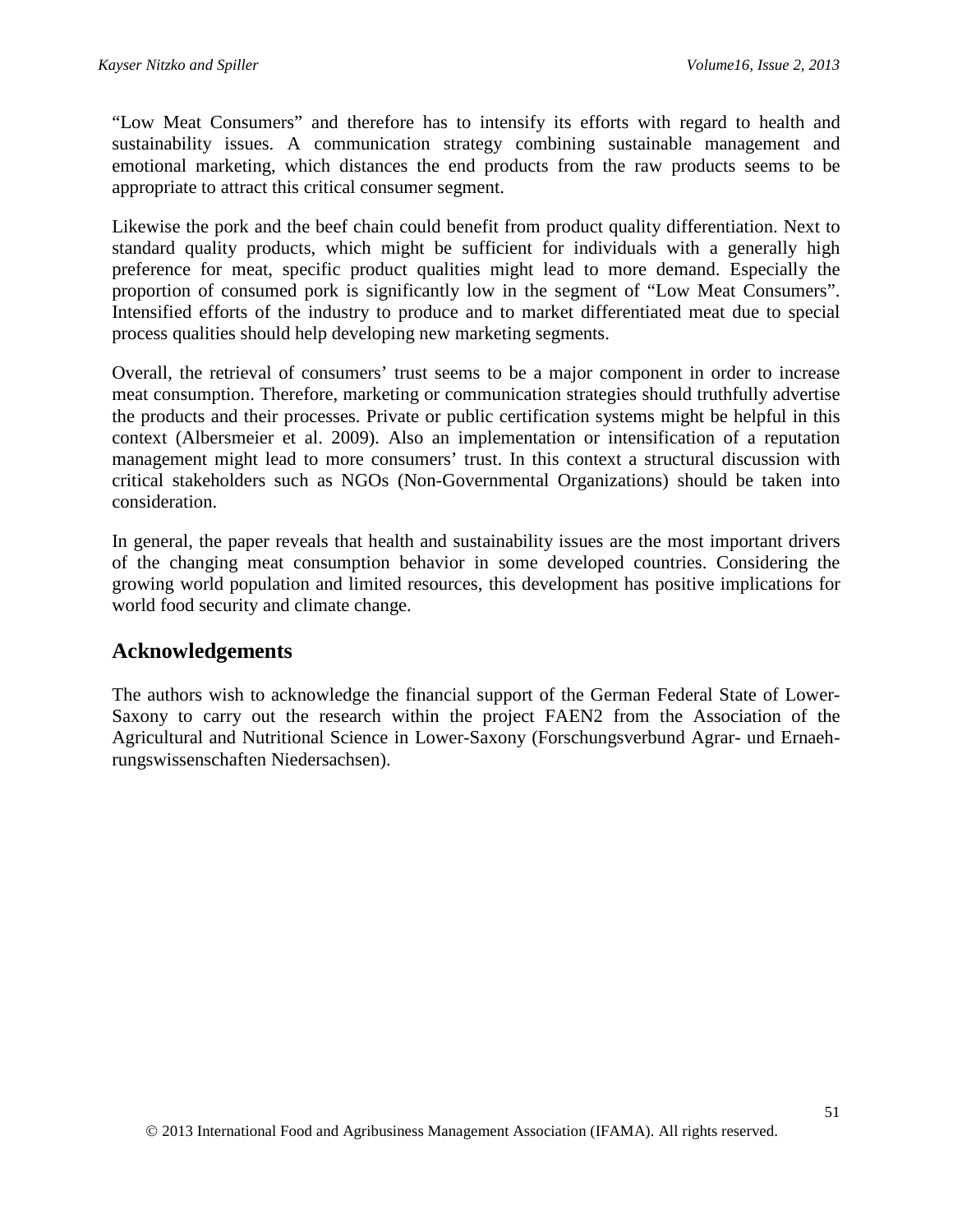“Low Meat Consumers” and therefore has to intensify its efforts with regard to health and sustainability issues. A communication strategy combining sustainable management and emotional marketing, which distances the end products from the raw products seems to be appropriate to attract this critical consumer segment.

Likewise the pork and the beef chain could benefit from product quality differentiation. Next to standard quality products, which might be sufficient for individuals with a generally high preference for meat, specific product qualities might lead to more demand. Especially the proportion of consumed pork is significantly low in the segment of “Low Meat Consumers”. Intensified efforts of the industry to produce and to market differentiated meat due to special process qualities should help developing new marketing segments.

Overall, the retrieval of consumers’ trust seems to be a major component in order to increase meat consumption. Therefore, marketing or communication strategies should truthfully advertise the products and their processes. Private or public certification systems might be helpful in this context (Albersmeier et al. 2009). Also an implementation or intensification of a reputation management might lead to more consumers’ trust. In this context a structural discussion with critical stakeholders such as NGOs (Non-Governmental Organizations) should be taken into consideration.

In general, the paper reveals that health and sustainability issues are the most important drivers of the changing meat consumption behavior in some developed countries. Considering the growing world population and limited resources, this development has positive implications for world food security and climate change.

## Acknowledgements

The authors wish to acknowledge the financial support of the German Federal State of Lower-Saxony to carry out the research within the project FAEN2 from the Association of the Agricultural and Nutritional Science in Lower-Saxony (Forschungsverbund Agrar- und Ernaeh-rungswissenschaften Niedersachsen).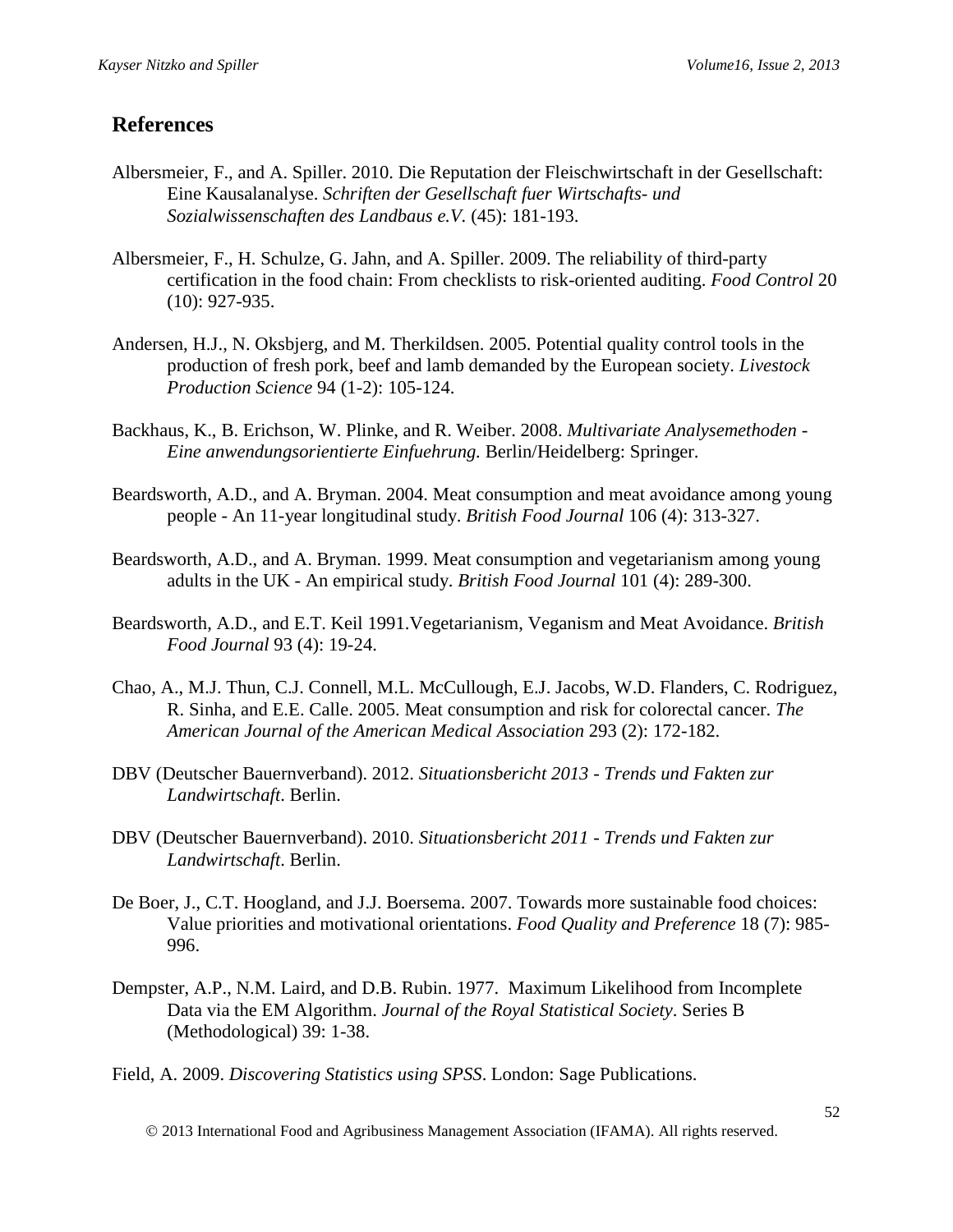## References

Albersmeier, F., and A. Spiller. 2010. Die Reputation der Fleischwirtschaft in der Gesellschaft: Eine Kausalanalyse. *Schriften der Gesellschaft fuer Wirtschafts- und Sozialwissenschaften des Landbaus e.V.* (45): 181-193.

Albersmeier, F., H. Schulze, G. Jahn, and A. Spiller. 2009. The reliability of third-party certification in the food chain: From checklists to risk-oriented auditing. *Food Control* 20 (10): 927-935.

Andersen, H.J., N. Oksbjerg, and M. Therkildsen. 2005. Potential quality control tools in the production of fresh pork, beef and lamb demanded by the European society. *Livestock Production Science* 94 (1-2): 105-124.

Backhaus, K., B. Erichson, W. Plinke, and R. Weiber. 2008. *Multivariate Analysemethoden - Eine anwendungsorientierte Einfuehrung*. Berlin/Heidelberg: Springer.

Beardsworth, A.D., and A. Bryman. 2004. Meat consumption and meat avoidance among young people - An 11-year longitudinal study. *British Food Journal* 106 (4): 313-327.

Beardsworth, A.D., and A. Bryman. 1999. Meat consumption and vegetarianism among young adults in the UK - An empirical study. *British Food Journal* 101 (4): 289-300.

Beardsworth, A.D., and E.T. Keil 1991.Vegetarianism, Veganism and Meat Avoidance. *British Food Journal* 93 (4): 19-24.

Chao, A., M.J. Thun, C.J. Connell, M.L. McCullough, E.J. Jacobs, W.D. Flanders, C. Rodriguez, R. Sinha, and E.E. Calle. 2005. Meat consumption and risk for colorectal cancer. *The American Journal of the American Medical Association* 293 (2): 172-182.

DBV (Deutscher Bauernverband). 2012. *Situationsbericht 2013 - Trends und Fakten zur Landwirtschaft*. Berlin.

DBV (Deutscher Bauernverband). 2010. *Situationsbericht 2011 - Trends und Fakten zur Landwirtschaft*. Berlin.

De Boer, J., C.T. Hoogland, and J.J. Boersema. 2007. Towards more sustainable food choices: Value priorities and motivational orientations. *Food Quality and Preference* 18 (7): 985-996.

Dempster, A.P., N.M. Laird, and D.B. Rubin. 1977. Maximum Likelihood from Incomplete Data via the EM Algorithm. *Journal of the Royal Statistical Society*. Series B (Methodological) 39: 1-38.

Field, A. 2009. *Discovering Statistics using SPSS*. London: Sage Publications.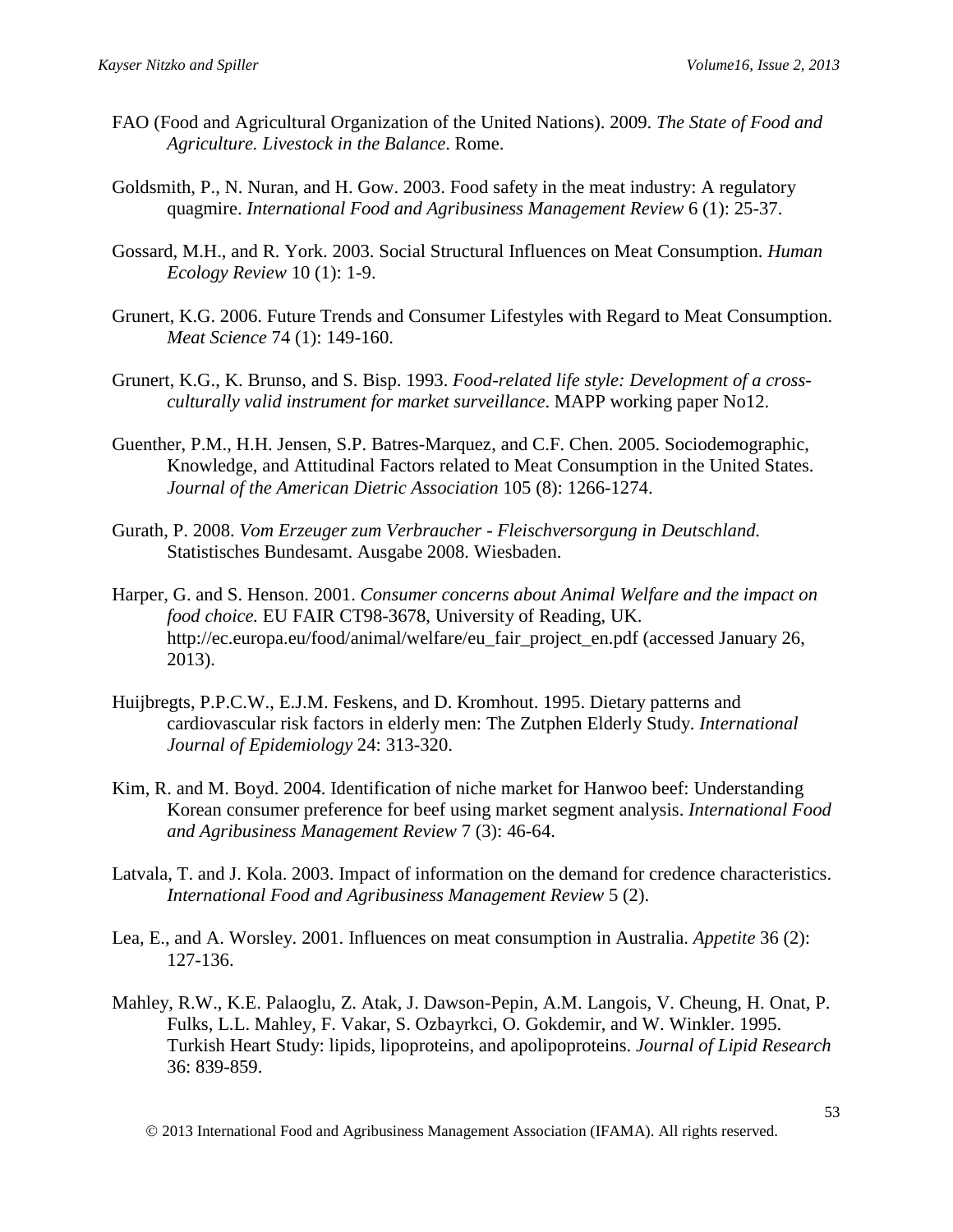FAO (Food and Agricultural Organization of the United Nations). 2009. *The State of Food and Agriculture. Livestock in the Balance*. Rome.

Goldsmith, P., N. Nuran, and H. Gow. 2003. Food safety in the meat industry: A regulatory quagmire. *International Food and Agribusiness Management Review* 6 (1): 25-37.

Gossard, M.H., and R. York. 2003. Social Structural Influences on Meat Consumption. *Human Ecology Review* 10 (1): 1-9.

Grunert, K.G. 2006. Future Trends and Consumer Lifestyles with Regard to Meat Consumption. *Meat Science* 74 (1): 149-160.

Grunert, K.G., K. Brunso, and S. Bisp. 1993. *Food-related life style: Development of a cross-culturally valid instrument for market surveillance*. MAPP working paper No12.

Guenther, P.M., H.H. Jensen, S.P. Batres-Marquez, and C.F. Chen. 2005. Sociodemographic, Knowledge, and Attitudinal Factors related to Meat Consumption in the United States. *Journal of the American Dietric Association* 105 (8): 1266-1274.

Gurath, P. 2008. *Vom Erzeuger zum Verbraucher - Fleischversorgung in Deutschland.* Statistisches Bundesamt. Ausgabe 2008. Wiesbaden.

Harper, G. and S. Henson. 2001. *Consumer concerns about Animal Welfare and the impact on food choice.* EU FAIR CT98-3678, University of Reading, UK. http://ec.europa.eu/food/animal/welfare/eu_fair_project_en.pdf (accessed January 26, 2013).

Huijbregts, P.P.C.W., E.J.M. Feskens, and D. Kromhout. 1995. Dietary patterns and cardiovascular risk factors in elderly men: The Zutphen Elderly Study. *International Journal of Epidemiology* 24: 313-320.

Kim, R. and M. Boyd. 2004. Identification of niche market for Hanwoo beef: Understanding Korean consumer preference for beef using market segment analysis. *International Food and Agribusiness Management Review* 7 (3): 46-64.

Latvala, T. and J. Kola. 2003. Impact of information on the demand for credence characteristics. *International Food and Agribusiness Management Review* 5 (2).

Lea, E., and A. Worsley. 2001. Influences on meat consumption in Australia. *Appetite* 36 (2): 127-136.

Mahley, R.W., K.E. Palaoglu, Z. Atak, J. Dawson-Pepin, A.M. Langois, V. Cheung, H. Onat, P. Fulks, L.L. Mahley, F. Vakar, S. Ozbayrkci, O. Gokdemir, and W. Winkler. 1995. Turkish Heart Study: lipids, lipoproteins, and apolipoproteins. *Journal of Lipid Research* 36: 839-859.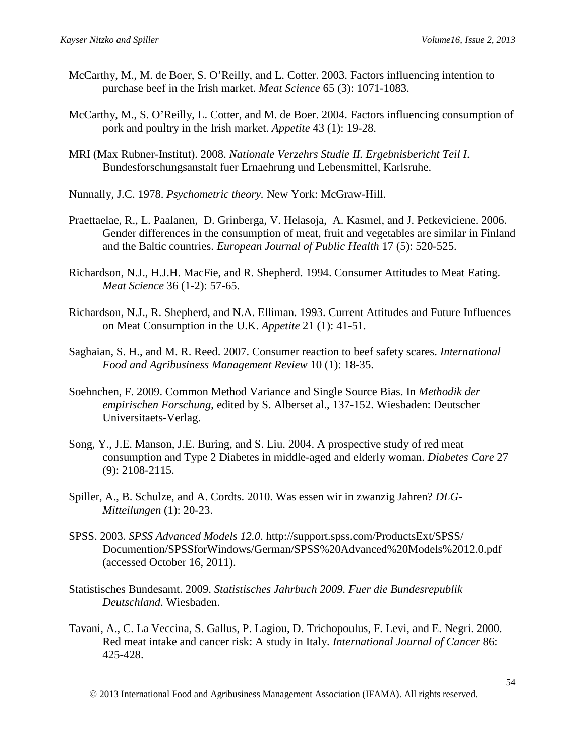McCarthy, M., M. de Boer, S. O'Reilly, and L. Cotter. 2003. Factors influencing intention to purchase beef in the Irish market. *Meat Science* 65 (3): 1071-1083.

McCarthy, M., S. O'Reilly, L. Cotter, and M. de Boer. 2004. Factors influencing consumption of pork and poultry in the Irish market. *Appetite* 43 (1): 19-28.

MRI (Max Rubner-Institut). 2008. *Nationale Verzehrs Studie II. Ergebnisbericht Teil I*. Bundesforschungsanstalt fuer Ernaehrung und Lebensmittel, Karlsruhe.

Nunnally, J.C. 1978. *Psychometric theory.* New York: McGraw-Hill.

Praettaelae, R., L. Paalanen, D. Grinberga, V. Helasoja, A. Kasmel, and J. Petkeviciene. 2006. Gender differences in the consumption of meat, fruit and vegetables are similar in Finland and the Baltic countries. *European Journal of Public Health* 17 (5): 520-525.

Richardson, N.J., H.J.H. MacFie, and R. Shepherd. 1994. Consumer Attitudes to Meat Eating. *Meat Science* 36 (1-2): 57-65.

Richardson, N.J., R. Shepherd, and N.A. Elliman. 1993. Current Attitudes and Future Influences on Meat Consumption in the U.K. *Appetite* 21 (1): 41-51.

Saghaian, S. H., and M. R. Reed. 2007. Consumer reaction to beef safety scares. *International Food and Agribusiness Management Review* 10 (1): 18-35.

Soehnchen, F. 2009. Common Method Variance and Single Source Bias. In *Methodik der empirischen Forschung*, edited by S. Alberset al., 137-152. Wiesbaden: Deutscher Universitaets-Verlag.

Song, Y., J.E. Manson, J.E. Buring, and S. Liu. 2004. A prospective study of red meat consumption and Type 2 Diabetes in middle-aged and elderly woman. *Diabetes Care* 27 (9): 2108-2115.

Spiller, A., B. Schulze, and A. Cordts. 2010. Was essen wir in zwanzig Jahren? *DLG-Mitteilungen* (1): 20-23.

SPSS. 2003. *SPSS Advanced Models 12.0*. http://support.spss.com/ProductsExt/SPSS/Documention/SPSSforWindows/German/SPSS%20Advanced%20Models%2012.0.pdf (accessed October 16, 2011).

Statistisches Bundesamt. 2009. *Statistisches Jahrbuch 2009. Fuer die Bundesrepublik Deutschland*. Wiesbaden.

Tavani, A., C. La Veccina, S. Gallus, P. Lagiou, D. Trichopoulus, F. Levi, and E. Negri. 2000. Red meat intake and cancer risk: A study in Italy. *International Journal of Cancer* 86: 425-428.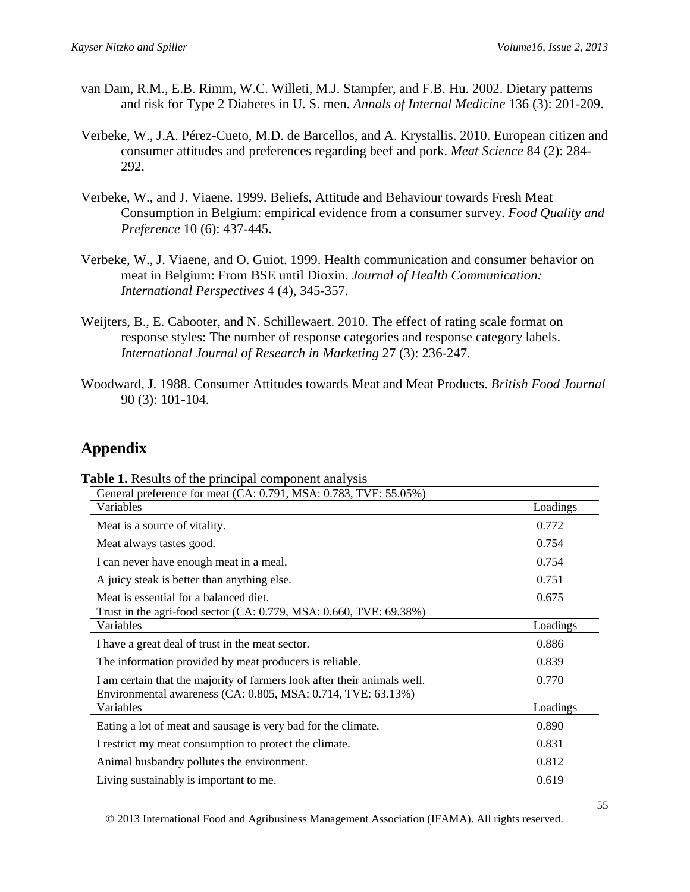van Dam, R.M., E.B. Rimm, W.C. Willeti, M.J. Stampfer, and F.B. Hu. 2002. Dietary patterns and risk for Type 2 Diabetes in U. S. men. *Annals of Internal Medicine* 136 (3): 201-209.

Verbeke, W., J.A. Pérez-Cueto, M.D. de Barcellos, and A. Krystallis. 2010. European citizen and consumer attitudes and preferences regarding beef and pork. *Meat Science* 84 (2): 284-292.

Verbeke, W., and J. Viaene. 1999. Beliefs, Attitude and Behaviour towards Fresh Meat Consumption in Belgium: empirical evidence from a consumer survey. *Food Quality and Preference* 10 (6): 437-445.

Verbeke, W., J. Viaene, and O. Guiot. 1999. Health communication and consumer behavior on meat in Belgium: From BSE until Dioxin. *Journal of Health Communication: International Perspectives* 4 (4), 345-357.

Weijters, B., E. Cabooter, and N. Schillewaert. 2010. The effect of rating scale format on response styles: The number of response categories and response category labels. *International Journal of Research in Marketing* 27 (3): 236-247.

Woodward, J. 1988. Consumer Attitudes towards Meat and Meat Products. *British Food Journal* 90 (3): 101-104.

## Appendix

**Table 1.** Results of the principal component analysis

| General preference for meat (CA: 0.791, MSA: 0.783, TVE: 55.05%) | |
|---|---|
| **Variables** | **Loadings** |
| Meat is a source of vitality. | 0.772 |
| Meat always tastes good. | 0.754 |
| I can never have enough meat in a meal. | 0.754 |
| A juicy steak is better than anything else. | 0.751 |
| Meat is essential for a balanced diet. | 0.675 |
| **Trust in the agri-food sector (CA: 0.779, MSA: 0.660, TVE: 69.38%)** | |
| **Variables** | **Loadings** |
| I have a great deal of trust in the meat sector. | 0.886 |
| The information provided by meat producers is reliable. | 0.839 |
| I am certain that the majority of farmers look after their animals well. | 0.770 |
| **Environmental awareness (CA: 0.805, MSA: 0.714, TVE: 63.13%)** | |
| **Variables** | **Loadings** |
| Eating a lot of meat and sausage is very bad for the climate. | 0.890 |
| I restrict my meat consumption to protect the climate. | 0.831 |
| Animal husbandry pollutes the environment. | 0.812 |
| Living sustainably is important to me. | 0.619 |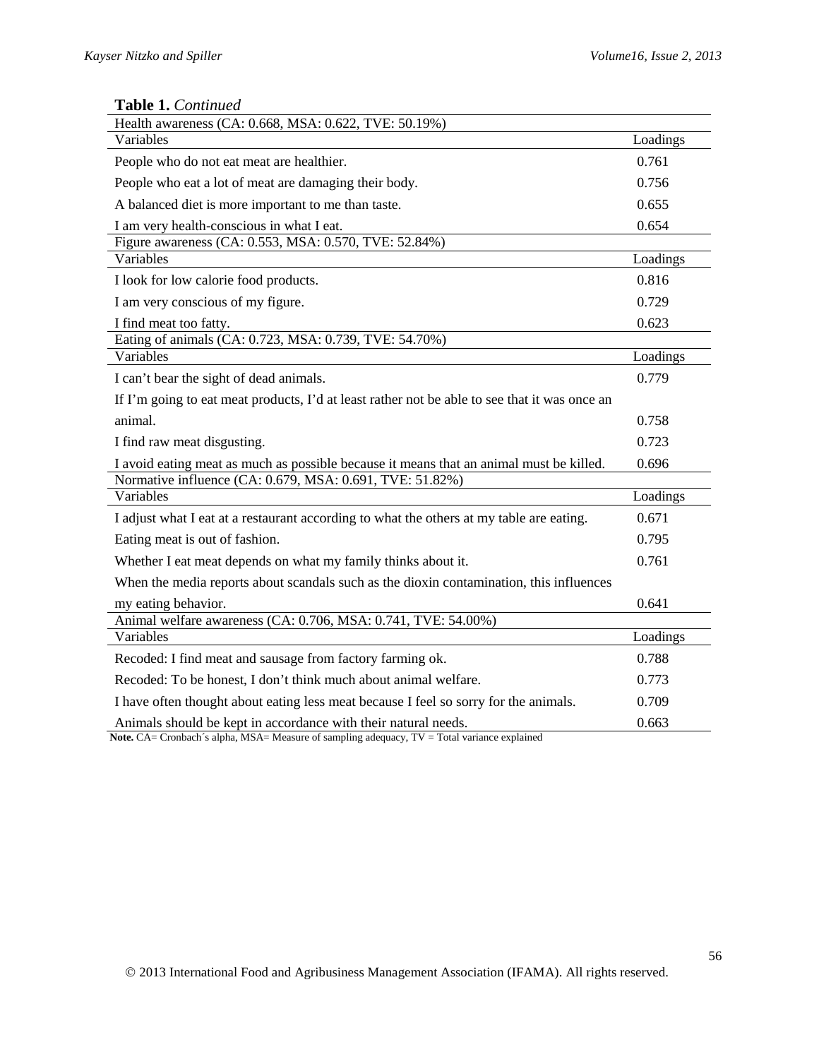**Table 1.** *Continued*

| Health awareness (CA: 0.668, MSA: 0.622, TVE: 50.19%) | |
|---|---|
| Variables | Loadings |
| People who do not eat meat are healthier. | 0.761 |
| People who eat a lot of meat are damaging their body. | 0.756 |
| A balanced diet is more important to me than taste. | 0.655 |
| I am very health-conscious in what I eat. | 0.654 |
| Figure awareness (CA: 0.553, MSA: 0.570, TVE: 52.84%) | |
| Variables | Loadings |
| I look for low calorie food products. | 0.816 |
| I am very conscious of my figure. | 0.729 |
| I find meat too fatty. | 0.623 |
| Eating of animals (CA: 0.723, MSA: 0.739, TVE: 54.70%) | |
| Variables | Loadings |
| I can't bear the sight of dead animals. | 0.779 |
| If I'm going to eat meat products, I'd at least rather not be able to see that it was once an animal. | 0.758 |
| I find raw meat disgusting. | 0.723 |
| I avoid eating meat as much as possible because it means that an animal must be killed. | 0.696 |
| Normative influence (CA: 0.679, MSA: 0.691, TVE: 51.82%) | |
| Variables | Loadings |
| I adjust what I eat at a restaurant according to what the others at my table are eating. | 0.671 |
| Eating meat is out of fashion. | 0.795 |
| Whether I eat meat depends on what my family thinks about it. | 0.761 |
| When the media reports about scandals such as the dioxin contamination, this influences my eating behavior. | 0.641 |
| Animal welfare awareness (CA: 0.706, MSA: 0.741, TVE: 54.00%) | |
| Variables | Loadings |
| Recoded: I find meat and sausage from factory farming ok. | 0.788 |
| Recoded: To be honest, I don't think much about animal welfare. | 0.773 |
| I have often thought about eating less meat because I feel so sorry for the animals. | 0.709 |
| Animals should be kept in accordance with their natural needs. | 0.663 |

**Note.** CA= Cronbach´s alpha, MSA= Measure of sampling adequacy, TV = Total variance explained

© 2013 International Food and Agribusiness Management Association (IFAMA). All rights reserved.